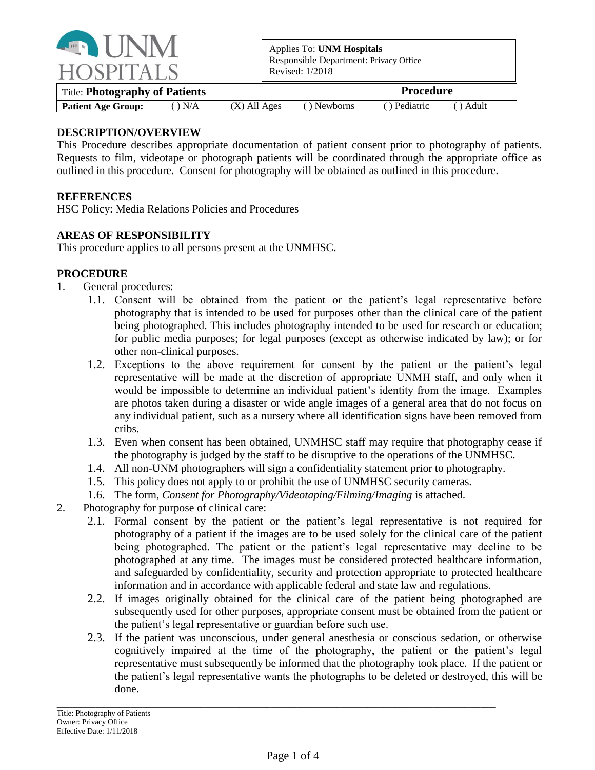UNM HOSPITALS

Applies To: **UNM Hospitals**
Responsible Department: Privacy Office
Revised: 1/2018

| Title: **Photography of Patients** | | | | | **Procedure** |
|---|---|---|---|---|---|
| **Patient Age Group:** | ( ) N/A | (X) All Ages | ( ) Newborns | ( ) Pediatric | ( ) Adult |

## DESCRIPTION/OVERVIEW

This Procedure describes appropriate documentation of patient consent prior to photography of patients. Requests to film, videotape or photograph patients will be coordinated through the appropriate office as outlined in this procedure. Consent for photography will be obtained as outlined in this procedure.

## REFERENCES

HSC Policy: Media Relations Policies and Procedures

## AREAS OF RESPONSIBILITY

This procedure applies to all persons present at the UNMHSC.

## PROCEDURE

1. General procedures:
   - 1.1. Consent will be obtained from the patient or the patient's legal representative before photography that is intended to be used for purposes other than the clinical care of the patient being photographed. This includes photography intended to be used for research or education; for public media purposes; for legal purposes (except as otherwise indicated by law); or for other non-clinical purposes.
   - 1.2. Exceptions to the above requirement for consent by the patient or the patient's legal representative will be made at the discretion of appropriate UNMH staff, and only when it would be impossible to determine an individual patient's identity from the image. Examples are photos taken during a disaster or wide angle images of a general area that do not focus on any individual patient, such as a nursery where all identification signs have been removed from cribs.
   - 1.3. Even when consent has been obtained, UNMHSC staff may require that photography cease if the photography is judged by the staff to be disruptive to the operations of the UNMHSC.
   - 1.4. All non-UNM photographers will sign a confidentiality statement prior to photography.
   - 1.5. This policy does not apply to or prohibit the use of UNMHSC security cameras.
   - 1.6. The form, *Consent for Photography/Videotaping/Filming/Imaging* is attached.
2. Photography for purpose of clinical care:
   - 2.1. Formal consent by the patient or the patient's legal representative is not required for photography of a patient if the images are to be used solely for the clinical care of the patient being photographed. The patient or the patient's legal representative may decline to be photographed at any time. The images must be considered protected healthcare information, and safeguarded by confidentiality, security and protection appropriate to protected healthcare information and in accordance with applicable federal and state law and regulations.
   - 2.2. If images originally obtained for the clinical care of the patient being photographed are subsequently used for other purposes, appropriate consent must be obtained from the patient or the patient's legal representative or guardian before such use.
   - 2.3. If the patient was unconscious, under general anesthesia or conscious sedation, or otherwise cognitively impaired at the time of the photography, the patient or the patient's legal representative must subsequently be informed that the photography took place. If the patient or the patient's legal representative wants the photographs to be deleted or destroyed, this will be done.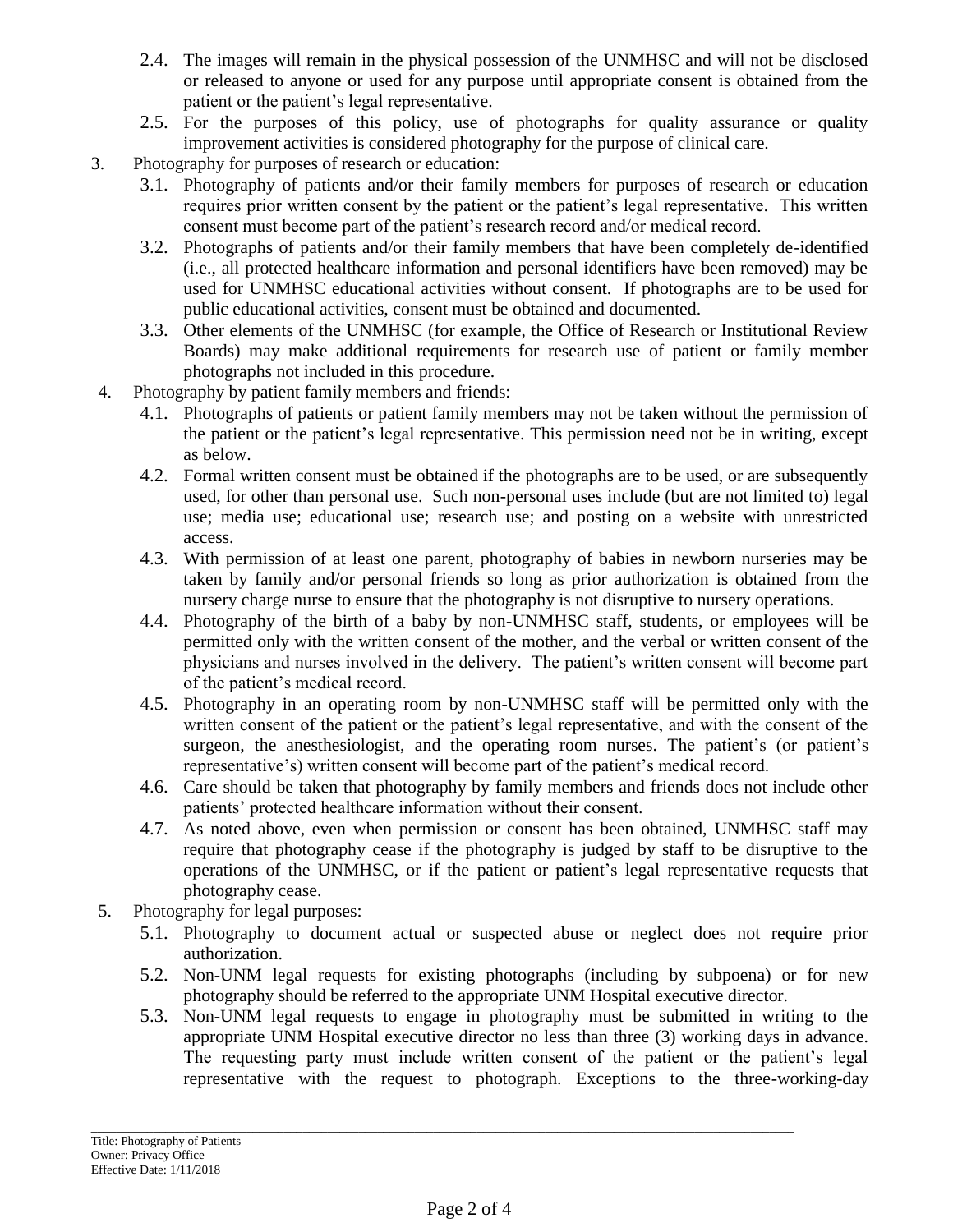2.4. The images will remain in the physical possession of the UNMHSC and will not be disclosed or released to anyone or used for any purpose until appropriate consent is obtained from the patient or the patient's legal representative.

2.5. For the purposes of this policy, use of photographs for quality assurance or quality improvement activities is considered photography for the purpose of clinical care.

3. Photography for purposes of research or education:

   3.1. Photography of patients and/or their family members for purposes of research or education requires prior written consent by the patient or the patient's legal representative. This written consent must become part of the patient's research record and/or medical record.

   3.2. Photographs of patients and/or their family members that have been completely de-identified (i.e., all protected healthcare information and personal identifiers have been removed) may be used for UNMHSC educational activities without consent. If photographs are to be used for public educational activities, consent must be obtained and documented.

   3.3. Other elements of the UNMHSC (for example, the Office of Research or Institutional Review Boards) may make additional requirements for research use of patient or family member photographs not included in this procedure.

4. Photography by patient family members and friends:

   4.1. Photographs of patients or patient family members may not be taken without the permission of the patient or the patient's legal representative. This permission need not be in writing, except as below.

   4.2. Formal written consent must be obtained if the photographs are to be used, or are subsequently used, for other than personal use. Such non-personal uses include (but are not limited to) legal use; media use; educational use; research use; and posting on a website with unrestricted access.

   4.3. With permission of at least one parent, photography of babies in newborn nurseries may be taken by family and/or personal friends so long as prior authorization is obtained from the nursery charge nurse to ensure that the photography is not disruptive to nursery operations.

   4.4. Photography of the birth of a baby by non-UNMHSC staff, students, or employees will be permitted only with the written consent of the mother, and the verbal or written consent of the physicians and nurses involved in the delivery. The patient's written consent will become part of the patient's medical record.

   4.5. Photography in an operating room by non-UNMHSC staff will be permitted only with the written consent of the patient or the patient's legal representative, and with the consent of the surgeon, the anesthesiologist, and the operating room nurses. The patient's (or patient's representative's) written consent will become part of the patient's medical record.

   4.6. Care should be taken that photography by family members and friends does not include other patients' protected healthcare information without their consent.

   4.7. As noted above, even when permission or consent has been obtained, UNMHSC staff may require that photography cease if the photography is judged by staff to be disruptive to the operations of the UNMHSC, or if the patient or patient's legal representative requests that photography cease.

5. Photography for legal purposes:

   5.1. Photography to document actual or suspected abuse or neglect does not require prior authorization.

   5.2. Non-UNM legal requests for existing photographs (including by subpoena) or for new photography should be referred to the appropriate UNM Hospital executive director.

   5.3. Non-UNM legal requests to engage in photography must be submitted in writing to the appropriate UNM Hospital executive director no less than three (3) working days in advance. The requesting party must include written consent of the patient or the patient's legal representative with the request to photograph. Exceptions to the three-working-day

Title: Photography of Patients
Owner: Privacy Office
Effective Date: 1/11/2018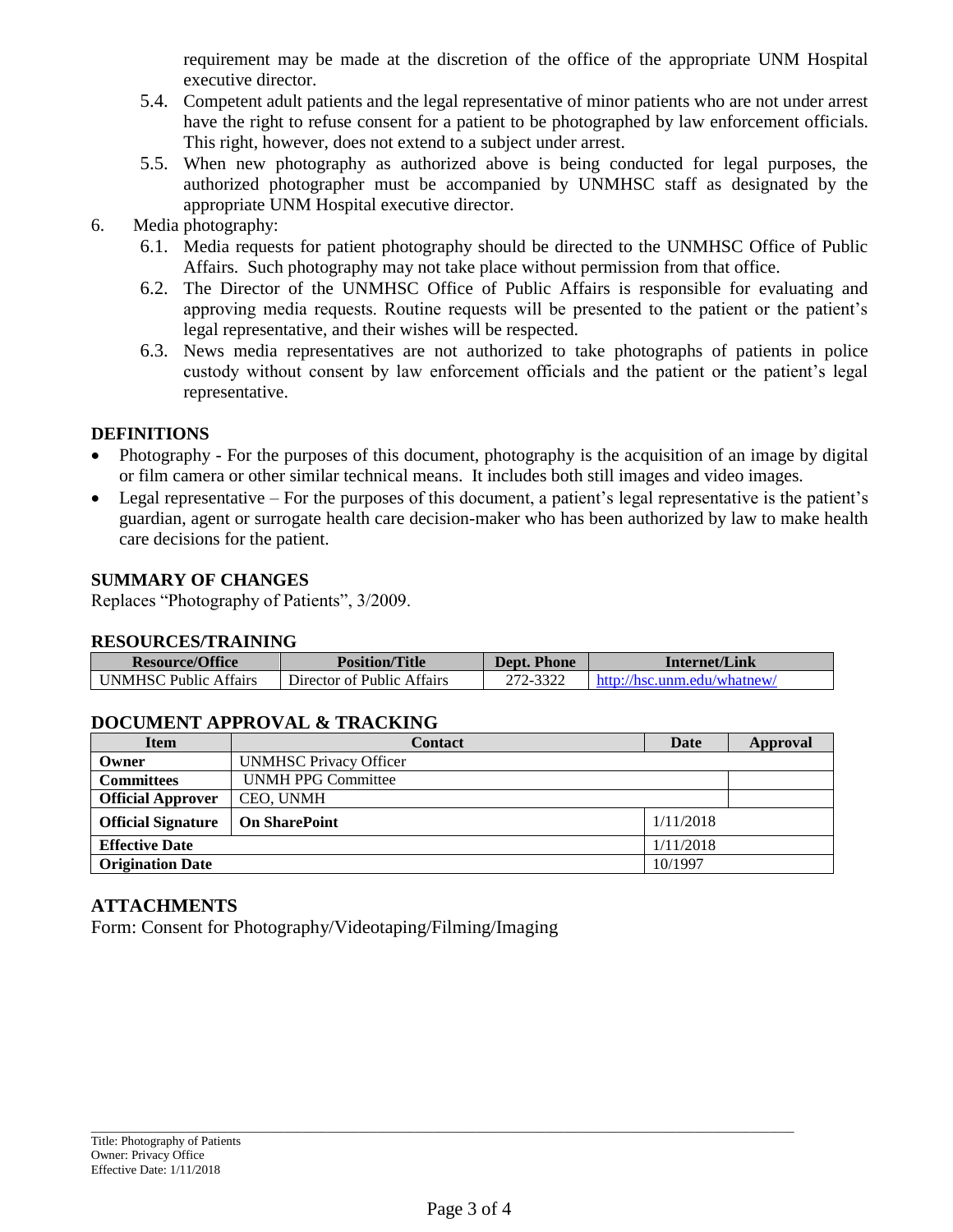requirement may be made at the discretion of the office of the appropriate UNM Hospital executive director.

   5.4. Competent adult patients and the legal representative of minor patients who are not under arrest have the right to refuse consent for a patient to be photographed by law enforcement officials. This right, however, does not extend to a subject under arrest.

   5.5. When new photography as authorized above is being conducted for legal purposes, the authorized photographer must be accompanied by UNMHSC staff as designated by the appropriate UNM Hospital executive director.

6. Media photography:

   6.1. Media requests for patient photography should be directed to the UNMHSC Office of Public Affairs. Such photography may not take place without permission from that office.

   6.2. The Director of the UNMHSC Office of Public Affairs is responsible for evaluating and approving media requests. Routine requests will be presented to the patient or the patient's legal representative, and their wishes will be respected.

   6.3. News media representatives are not authorized to take photographs of patients in police custody without consent by law enforcement officials and the patient or the patient's legal representative.

## DEFINITIONS

- Photography - For the purposes of this document, photography is the acquisition of an image by digital or film camera or other similar technical means. It includes both still images and video images.
- Legal representative – For the purposes of this document, a patient's legal representative is the patient's guardian, agent or surrogate health care decision-maker who has been authorized by law to make health care decisions for the patient.

## SUMMARY OF CHANGES

Replaces "Photography of Patients", 3/2009.

## RESOURCES/TRAINING

| Resource/Office | Position/Title | Dept. Phone | Internet/Link |
|---|---|---|---|
| UNMHSC Public Affairs | Director of Public Affairs | 272-3322 | http://hsc.unm.edu/whatnew/ |

## DOCUMENT APPROVAL & TRACKING

| Item | Contact | Date | Approval |
|---|---|---|---|
| **Owner** | UNMHSC Privacy Officer | | |
| **Committees** | UNMH PPG Committee | | |
| **Official Approver** | CEO, UNMH | | |
| **Official Signature** | **On SharePoint** | 1/11/2018 | |
| **Effective Date** | | 1/11/2018 | |
| **Origination Date** | | 10/1997 | |

## ATTACHMENTS

Form: Consent for Photography/Videotaping/Filming/Imaging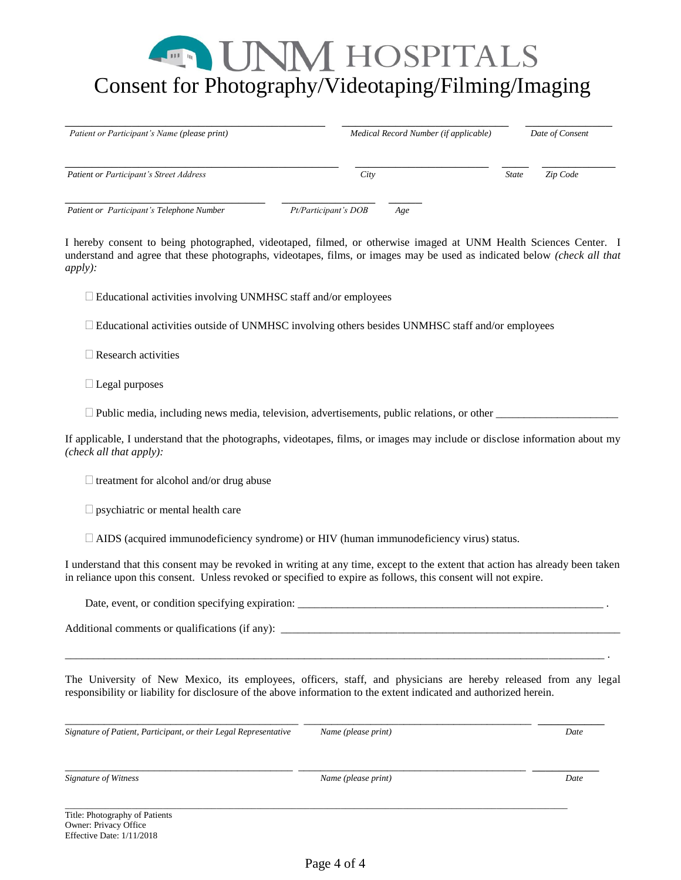UNM HOSPITALS

# Consent for Photography/Videotaping/Filming/Imaging

\_\_\_\_\_\_\_\_\_\_\_\_\_\_\_\_\_\_\_\_\_\_\_\_\_\_\_\_\_\_\_\_\_\_\_\_\_\_\_\_ \_\_\_\_\_\_\_\_\_\_\_\_\_\_\_\_\_\_\_\_\_\_\_\_\_\_ \_\_\_\_\_\_\_\_\_\_\_\_\_\_

*Patient or Participant's Name (please print)* | *Medical Record Number (if applicable)* | *Date of Consent*

\_\_\_\_\_\_\_\_\_\_\_\_\_\_\_\_\_\_\_\_\_\_\_\_\_\_\_\_\_\_\_\_\_\_\_\_\_\_\_\_ \_\_\_\_\_\_\_\_\_\_\_\_\_\_\_\_\_\_\_\_\_ \_\_\_\_ \_\_\_\_\_\_\_\_\_\_\_

*Patient or Participant's Street Address* | *City* | *State* | *Zip Code*

\_\_\_\_\_\_\_\_\_\_\_\_\_\_\_\_\_\_\_\_\_\_\_\_\_\_\_\_\_\_ \_\_\_\_\_\_\_\_\_\_\_\_\_\_ \_\_\_\_\_

*Patient or Participant's Telephone Number* | *Pt/Participant's DOB* | *Age*

I hereby consent to being photographed, videotaped, filmed, or otherwise imaged at UNM Health Sciences Center. I understand and agree that these photographs, videotapes, films, or images may be used as indicated below *(check all that apply):*

- ☐ Educational activities involving UNMHSC staff and/or employees
- ☐ Educational activities outside of UNMHSC involving others besides UNMHSC staff and/or employees
- ☐ Research activities
- ☐ Legal purposes
- ☐ Public media, including news media, television, advertisements, public relations, or other \_\_\_\_\_\_\_\_\_\_\_\_\_\_\_\_\_\_\_\_\_

If applicable, I understand that the photographs, videotapes, films, or images may include or disclose information about my *(check all that apply):*

- ☐ treatment for alcohol and/or drug abuse
- ☐ psychiatric or mental health care
- ☐ AIDS (acquired immunodeficiency syndrome) or HIV (human immunodeficiency virus) status.

I understand that this consent may be revoked in writing at any time, except to the extent that action has already been taken in reliance upon this consent. Unless revoked or specified to expire as follows, this consent will not expire.

Date, event, or condition specifying expiration: \_\_\_\_\_\_\_\_\_\_\_\_\_\_\_\_\_\_\_\_\_\_\_\_\_\_\_\_\_\_\_\_\_\_\_\_\_\_\_\_\_\_\_\_\_\_\_\_\_\_\_ .

Additional comments or qualifications (if any): \_\_\_\_\_\_\_\_\_\_\_\_\_\_\_\_\_\_\_\_\_\_\_\_\_\_\_\_\_\_\_\_\_\_\_\_\_\_\_\_\_\_\_\_\_\_\_\_\_\_\_\_\_\_\_\_\_

\_\_\_\_\_\_\_\_\_\_\_\_\_\_\_\_\_\_\_\_\_\_\_\_\_\_\_\_\_\_\_\_\_\_\_\_\_\_\_\_\_\_\_\_\_\_\_\_\_\_\_\_\_\_\_\_\_\_\_\_\_\_\_\_\_\_\_\_\_\_\_\_\_\_\_\_\_\_\_\_\_\_\_\_\_\_\_\_\_ .

The University of New Mexico, its employees, officers, staff, and physicians are hereby released from any legal responsibility or liability for disclosure of the above information to the extent indicated and authorized herein.

\_\_\_\_\_\_\_\_\_\_\_\_\_\_\_\_\_\_\_\_\_\_\_\_\_\_\_\_\_\_\_\_\_\_\_\_\_\_ \_\_\_\_\_\_\_\_\_\_\_\_\_\_\_\_\_\_\_\_\_\_\_\_\_\_\_\_\_\_\_\_\_\_\_\_\_\_ \_\_\_\_\_\_\_\_\_\_\_

*Signature of Patient, Participant, or their Legal Representative* | *Name (please print)* | *Date*

\_\_\_\_\_\_\_\_\_\_\_\_\_\_\_\_\_\_\_\_\_\_\_\_\_\_\_\_\_\_\_\_\_\_\_\_\_\_ \_\_\_\_\_\_\_\_\_\_\_\_\_\_\_\_\_\_\_\_\_\_\_\_\_\_\_\_\_\_\_\_\_\_\_\_\_\_ \_\_\_\_\_\_\_\_\_\_\_

*Signature of Witness* | *Name (please print)* | *Date*

Title: Photography of Patients
Owner: Privacy Office
Effective Date: 1/11/2018